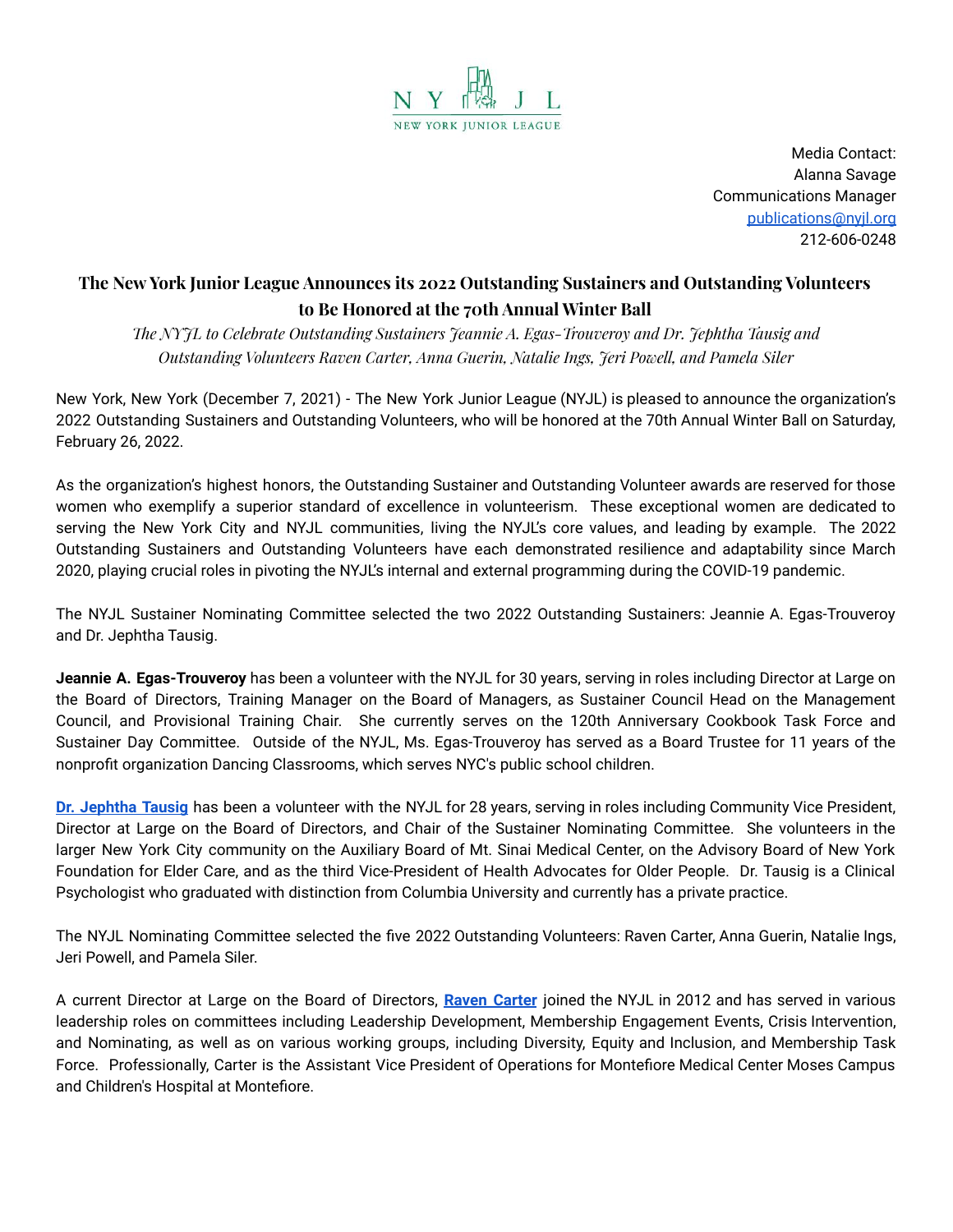NYJL

NEW YORK JUNIOR LEAGUE

Media Contact:
Alanna Savage
Communications Manager
publications@nyjl.org
212-606-0248

# The New York Junior League Announces its 2022 Outstanding Sustainers and Outstanding Volunteers to Be Honored at the 70th Annual Winter Ball

*The NYJL to Celebrate Outstanding Sustainers Jeannie A. Egas-Trouveroy and Dr. Jephtha Tausig and Outstanding Volunteers Raven Carter, Anna Guerin, Natalie Ings, Jeri Powell, and Pamela Siler*

New York, New York (December 7, 2021) - The New York Junior League (NYJL) is pleased to announce the organization's 2022 Outstanding Sustainers and Outstanding Volunteers, who will be honored at the 70th Annual Winter Ball on Saturday, February 26, 2022.

As the organization's highest honors, the Outstanding Sustainer and Outstanding Volunteer awards are reserved for those women who exemplify a superior standard of excellence in volunteerism. These exceptional women are dedicated to serving the New York City and NYJL communities, living the NYJL's core values, and leading by example. The 2022 Outstanding Sustainers and Outstanding Volunteers have each demonstrated resilience and adaptability since March 2020, playing crucial roles in pivoting the NYJL's internal and external programming during the COVID-19 pandemic.

The NYJL Sustainer Nominating Committee selected the two 2022 Outstanding Sustainers: Jeannie A. Egas-Trouveroy and Dr. Jephtha Tausig.

**Jeannie A. Egas-Trouveroy** has been a volunteer with the NYJL for 30 years, serving in roles including Director at Large on the Board of Directors, Training Manager on the Board of Managers, as Sustainer Council Head on the Management Council, and Provisional Training Chair. She currently serves on the 120th Anniversary Cookbook Task Force and Sustainer Day Committee. Outside of the NYJL, Ms. Egas-Trouveroy has served as a Board Trustee for 11 years of the nonprofit organization Dancing Classrooms, which serves NYC's public school children.

**Dr. Jephtha Tausig** has been a volunteer with the NYJL for 28 years, serving in roles including Community Vice President, Director at Large on the Board of Directors, and Chair of the Sustainer Nominating Committee. She volunteers in the larger New York City community on the Auxiliary Board of Mt. Sinai Medical Center, on the Advisory Board of New York Foundation for Elder Care, and as the third Vice-President of Health Advocates for Older People. Dr. Tausig is a Clinical Psychologist who graduated with distinction from Columbia University and currently has a private practice.

The NYJL Nominating Committee selected the five 2022 Outstanding Volunteers: Raven Carter, Anna Guerin, Natalie Ings, Jeri Powell, and Pamela Siler.

A current Director at Large on the Board of Directors, **Raven Carter** joined the NYJL in 2012 and has served in various leadership roles on committees including Leadership Development, Membership Engagement Events, Crisis Intervention, and Nominating, as well as on various working groups, including Diversity, Equity and Inclusion, and Membership Task Force. Professionally, Carter is the Assistant Vice President of Operations for Montefiore Medical Center Moses Campus and Children's Hospital at Montefiore.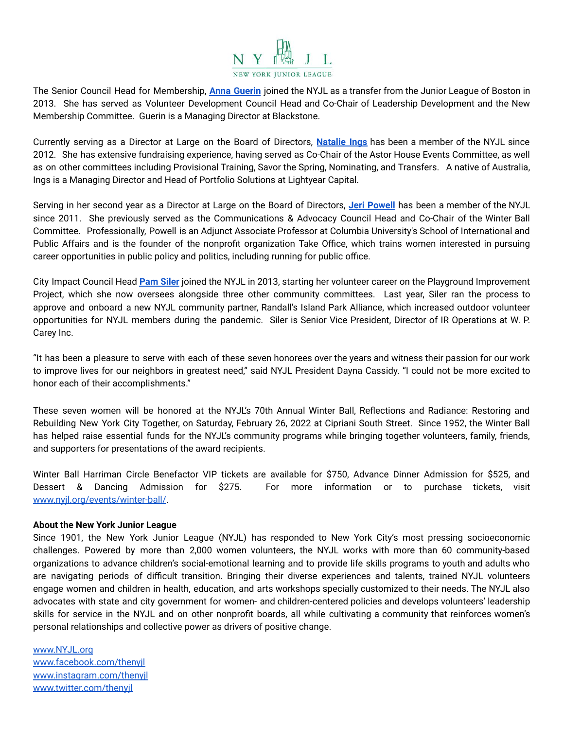The Senior Council Head for Membership, **Anna Guerin** joined the NYJL as a transfer from the Junior League of Boston in 2013. She has served as Volunteer Development Council Head and Co-Chair of Leadership Development and the New Membership Committee. Guerin is a Managing Director at Blackstone.

Currently serving as a Director at Large on the Board of Directors, **Natalie Ings** has been a member of the NYJL since 2012. She has extensive fundraising experience, having served as Co-Chair of the Astor House Events Committee, as well as on other committees including Provisional Training, Savor the Spring, Nominating, and Transfers. A native of Australia, Ings is a Managing Director and Head of Portfolio Solutions at Lightyear Capital.

Serving in her second year as a Director at Large on the Board of Directors, **Jeri Powell** has been a member of the NYJL since 2011. She previously served as the Communications & Advocacy Council Head and Co-Chair of the Winter Ball Committee. Professionally, Powell is an Adjunct Associate Professor at Columbia University's School of International and Public Affairs and is the founder of the nonprofit organization Take Office, which trains women interested in pursuing career opportunities in public policy and politics, including running for public office.

City Impact Council Head **Pam Siler** joined the NYJL in 2013, starting her volunteer career on the Playground Improvement Project, which she now oversees alongside three other community committees. Last year, Siler ran the process to approve and onboard a new NYJL community partner, Randall's Island Park Alliance, which increased outdoor volunteer opportunities for NYJL members during the pandemic. Siler is Senior Vice President, Director of IR Operations at W. P. Carey Inc.

"It has been a pleasure to serve with each of these seven honorees over the years and witness their passion for our work to improve lives for our neighbors in greatest need," said NYJL President Dayna Cassidy. "I could not be more excited to honor each of their accomplishments."

These seven women will be honored at the NYJL's 70th Annual Winter Ball, Reflections and Radiance: Restoring and Rebuilding New York City Together, on Saturday, February 26, 2022 at Cipriani South Street. Since 1952, the Winter Ball has helped raise essential funds for the NYJL's community programs while bringing together volunteers, family, friends, and supporters for presentations of the award recipients.

Winter Ball Harriman Circle Benefactor VIP tickets are available for $750, Advance Dinner Admission for $525, and Dessert & Dancing Admission for $275. For more information or to purchase tickets, visit www.nyjl.org/events/winter-ball/.

**About the New York Junior League**

Since 1901, the New York Junior League (NYJL) has responded to New York City's most pressing socioeconomic challenges. Powered by more than 2,000 women volunteers, the NYJL works with more than 60 community-based organizations to advance children's social-emotional learning and to provide life skills programs to youth and adults who are navigating periods of difficult transition. Bringing their diverse experiences and talents, trained NYJL volunteers engage women and children in health, education, and arts workshops specially customized to their needs. The NYJL also advocates with state and city government for women- and children-centered policies and develops volunteers' leadership skills for service in the NYJL and on other nonprofit boards, all while cultivating a community that reinforces women's personal relationships and collective power as drivers of positive change.

www.NYJL.org
www.facebook.com/thenyjl
www.instagram.com/thenyjl
www.twitter.com/thenyjl